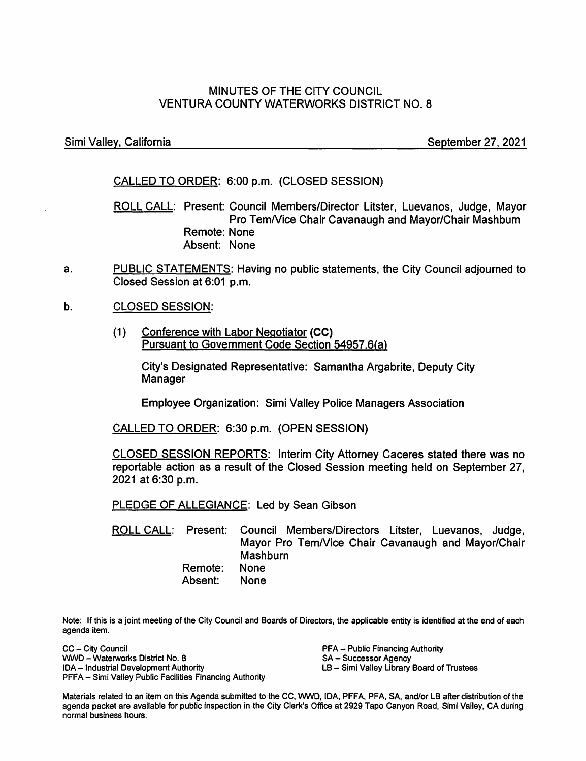# MINUTES OF THE CITY COUNCIL
# VENTURA COUNTY WATERWORKS DISTRICT NO. 8

Simi Valley, California — September 27, 2021

CALLED TO ORDER: 6:00 p.m. (CLOSED SESSION)

ROLL CALL: Present: Council Members/Director Litster, Luevanos, Judge, Mayor Pro Tem/Vice Chair Cavanaugh and Mayor/Chair Mashburn
Remote: None
Absent: None

a. PUBLIC STATEMENTS: Having no public statements, the City Council adjourned to Closed Session at 6:01 p.m.

b. CLOSED SESSION:

(1) Conference with Labor Negotiator **(CC)**
Pursuant to Government Code Section 54957.6(a)

**City's Designated Representative: Samantha Argabrite, Deputy City Manager**

**Employee Organization: Simi Valley Police Managers Association**

CALLED TO ORDER: 6:30 p.m. (OPEN SESSION)

CLOSED SESSION REPORTS: Interim City Attorney Caceres stated there was no reportable action as a result of the Closed Session meeting held on September 27, 2021 at 6:30 p.m.

PLEDGE OF ALLEGIANCE: Led by Sean Gibson

ROLL CALL: Present: Council Members/Directors Litster, Luevanos, Judge, Mayor Pro Tem/Vice Chair Cavanaugh and Mayor/Chair Mashburn
Remote: None
Absent: None

Note: If this is a joint meeting of the City Council and Boards of Directors, the applicable entity is identified at the end of each agenda item.

CC – City Council
WWD – Waterworks District No. 8
IDA – Industrial Development Authority
PFFA – Simi Valley Public Facilities Financing Authority
PFA – Public Financing Authority
SA – Successor Agency
LB – Simi Valley Library Board of Trustees

Materials related to an item on this Agenda submitted to the CC, WWD, IDA, PFFA, PFA, SA, and/or LB after distribution of the agenda packet are available for public inspection in the City Clerk's Office at 2929 Tapo Canyon Road, Simi Valley, CA during normal business hours.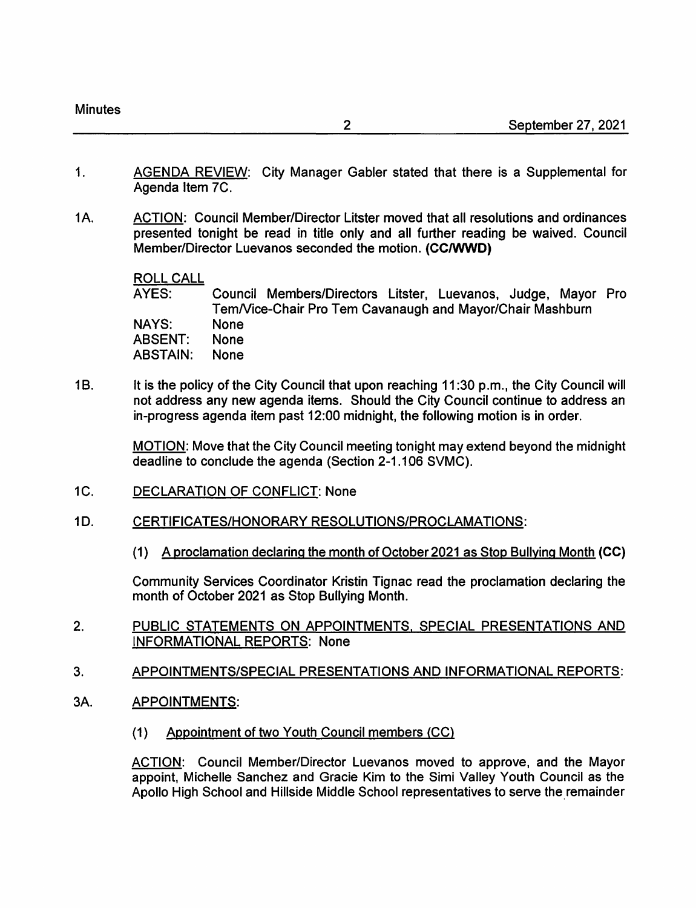1. AGENDA REVIEW: City Manager Gabler stated that there is a Supplemental for Agenda Item 7C.

1A. ACTION: Council Member/Director Litster moved that all resolutions and ordinances presented tonight be read in title only and all further reading be waived. Council Member/Director Luevanos seconded the motion. **(CC/WWD)**

ROLL CALL

| | |
|---|---|
| AYES: | Council Members/Directors Litster, Luevanos, Judge, Mayor Pro Tem/Vice-Chair Pro Tem Cavanaugh and Mayor/Chair Mashburn |
| NAYS: | None |
| ABSENT: | None |
| ABSTAIN: | None |

1B. It is the policy of the City Council that upon reaching 11:30 p.m., the City Council will not address any new agenda items. Should the City Council continue to address an in-progress agenda item past 12:00 midnight, the following motion is in order.

MOTION: Move that the City Council meeting tonight may extend beyond the midnight deadline to conclude the agenda (Section 2-1.106 SVMC).

1C. DECLARATION OF CONFLICT: None

1D. CERTIFICATES/HONORARY RESOLUTIONS/PROCLAMATIONS:

(1) A proclamation declaring the month of October 2021 as Stop Bullying Month **(CC)**

Community Services Coordinator Kristin Tignac read the proclamation declaring the month of October 2021 as Stop Bullying Month.

2. PUBLIC STATEMENTS ON APPOINTMENTS, SPECIAL PRESENTATIONS AND INFORMATIONAL REPORTS: None

3. APPOINTMENTS/SPECIAL PRESENTATIONS AND INFORMATIONAL REPORTS:

3A. APPOINTMENTS:

(1) Appointment of two Youth Council members (CC)

ACTION: Council Member/Director Luevanos moved to approve, and the Mayor appoint, Michelle Sanchez and Gracie Kim to the Simi Valley Youth Council as the Apollo High School and Hillside Middle School representatives to serve the remainder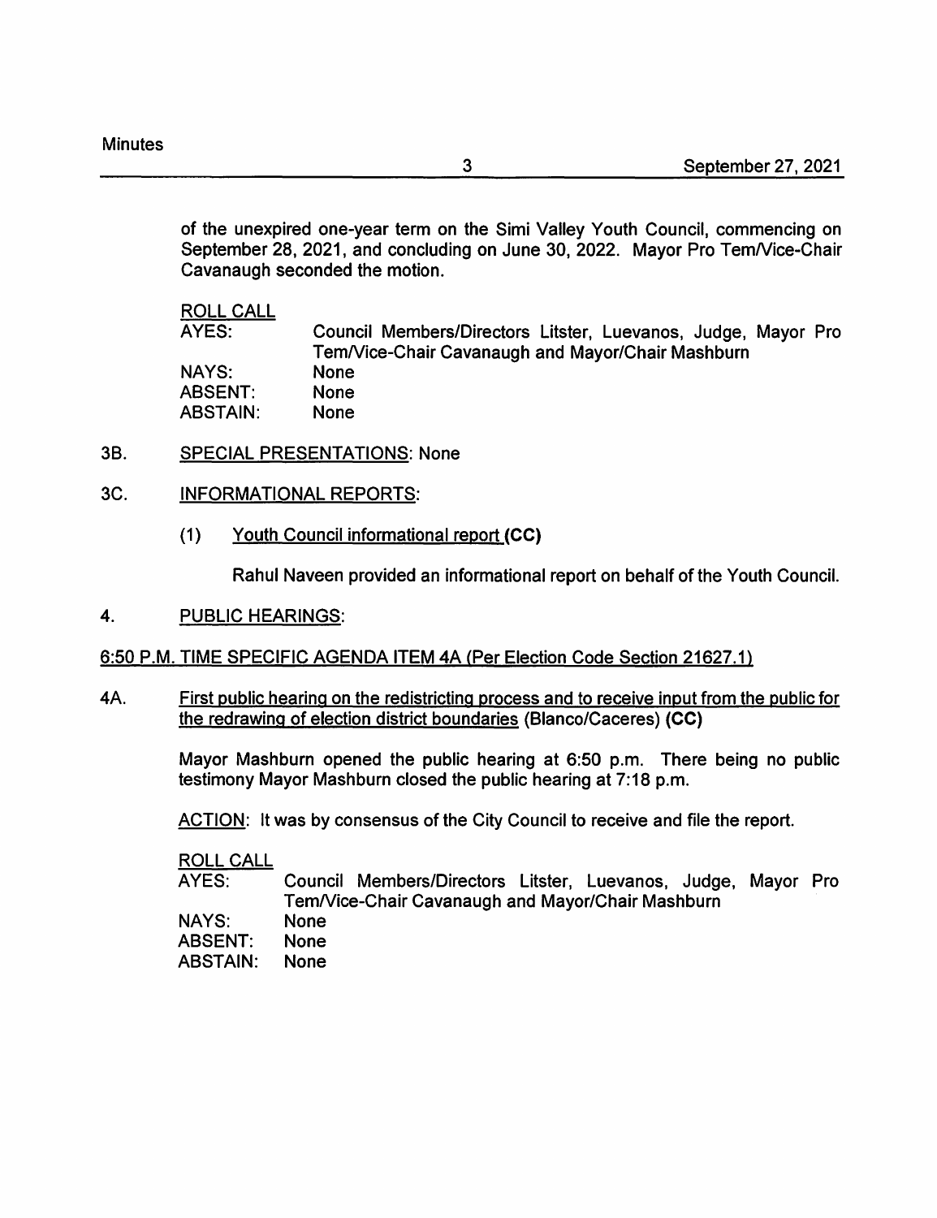of the unexpired one-year term on the Simi Valley Youth Council, commencing on September 28, 2021, and concluding on June 30, 2022. Mayor Pro Tem/Vice-Chair Cavanaugh seconded the motion.

ROLL CALL

| | |
|---|---|
| AYES: | Council Members/Directors Litster, Luevanos, Judge, Mayor Pro Tem/Vice-Chair Cavanaugh and Mayor/Chair Mashburn |
| NAYS: | None |
| ABSENT: | None |
| ABSTAIN: | None |

3B. SPECIAL PRESENTATIONS: None

3C. INFORMATIONAL REPORTS:

(1) Youth Council informational report **(CC)**

Rahul Naveen provided an informational report on behalf of the Youth Council.

4. PUBLIC HEARINGS:

6:50 P.M. TIME SPECIFIC AGENDA ITEM 4A (Per Election Code Section 21627.1)

4A. First public hearing on the redistricting process and to receive input from the public for the redrawing of election district boundaries (Blanco/Caceres) **(CC)**

Mayor Mashburn opened the public hearing at 6:50 p.m. There being no public testimony Mayor Mashburn closed the public hearing at 7:18 p.m.

ACTION: It was by consensus of the City Council to receive and file the report.

ROLL CALL

| | |
|---|---|
| AYES: | Council Members/Directors Litster, Luevanos, Judge, Mayor Pro Tem/Vice-Chair Cavanaugh and Mayor/Chair Mashburn |
| NAYS: | None |
| ABSENT: | None |
| ABSTAIN: | None |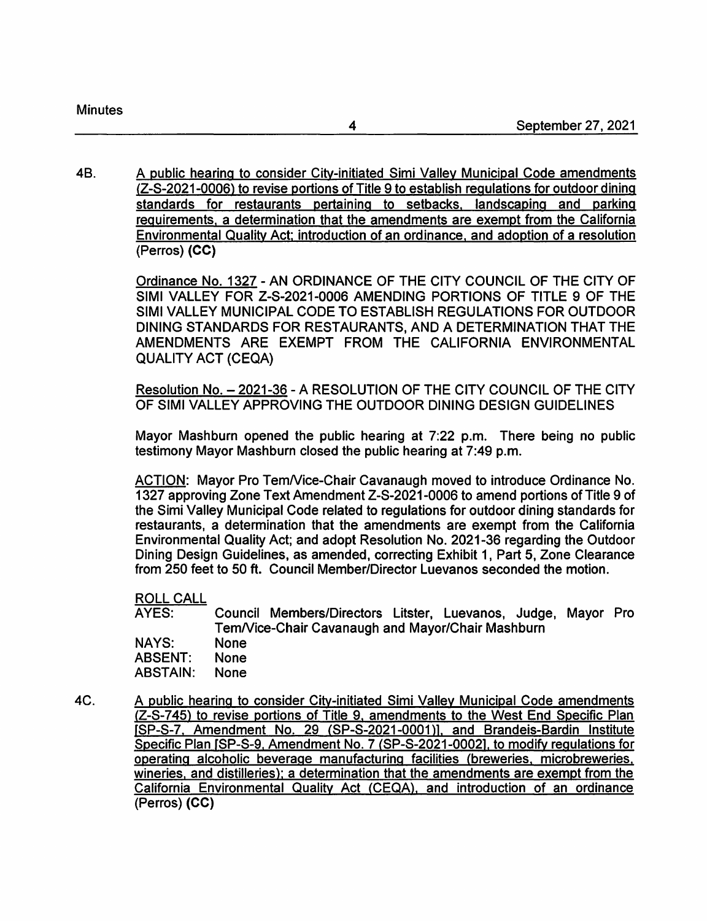4B. A public hearing to consider City-initiated Simi Valley Municipal Code amendments (Z-S-2021-0006) to revise portions of Title 9 to establish regulations for outdoor dining standards for restaurants pertaining to setbacks, landscaping and parking requirements, a determination that the amendments are exempt from the California Environmental Quality Act; introduction of an ordinance, and adoption of a resolution (Perros) **(CC)**

Ordinance No. 1327 - AN ORDINANCE OF THE CITY COUNCIL OF THE CITY OF SIMI VALLEY FOR Z-S-2021-0006 AMENDING PORTIONS OF TITLE 9 OF THE SIMI VALLEY MUNICIPAL CODE TO ESTABLISH REGULATIONS FOR OUTDOOR DINING STANDARDS FOR RESTAURANTS, AND A DETERMINATION THAT THE AMENDMENTS ARE EXEMPT FROM THE CALIFORNIA ENVIRONMENTAL QUALITY ACT (CEQA)

Resolution No. – 2021-36 - A RESOLUTION OF THE CITY COUNCIL OF THE CITY OF SIMI VALLEY APPROVING THE OUTDOOR DINING DESIGN GUIDELINES

Mayor Mashburn opened the public hearing at 7:22 p.m. There being no public testimony Mayor Mashburn closed the public hearing at 7:49 p.m.

ACTION: Mayor Pro Tem/Vice-Chair Cavanaugh moved to introduce Ordinance No. 1327 approving Zone Text Amendment Z-S-2021-0006 to amend portions of Title 9 of the Simi Valley Municipal Code related to regulations for outdoor dining standards for restaurants, a determination that the amendments are exempt from the California Environmental Quality Act; and adopt Resolution No. 2021-36 regarding the Outdoor Dining Design Guidelines, as amended, correcting Exhibit 1, Part 5, Zone Clearance from 250 feet to 50 ft. Council Member/Director Luevanos seconded the motion.

ROLL CALL

| | |
|---|---|
| AYES: | Council Members/Directors Litster, Luevanos, Judge, Mayor Pro Tem/Vice-Chair Cavanaugh and Mayor/Chair Mashburn |
| NAYS: | None |
| ABSENT: | None |
| ABSTAIN: | None |

4C. A public hearing to consider City-initiated Simi Valley Municipal Code amendments (Z-S-745) to revise portions of Title 9, amendments to the West End Specific Plan [SP-S-7, Amendment No. 29 (SP-S-2021-0001)], and Brandeis-Bardin Institute Specific Plan [SP-S-9, Amendment No. 7 (SP-S-2021-0002], to modify regulations for operating alcoholic beverage manufacturing facilities (breweries, microbreweries, wineries, and distilleries); a determination that the amendments are exempt from the California Environmental Quality Act (CEQA), and introduction of an ordinance (Perros) **(CC)**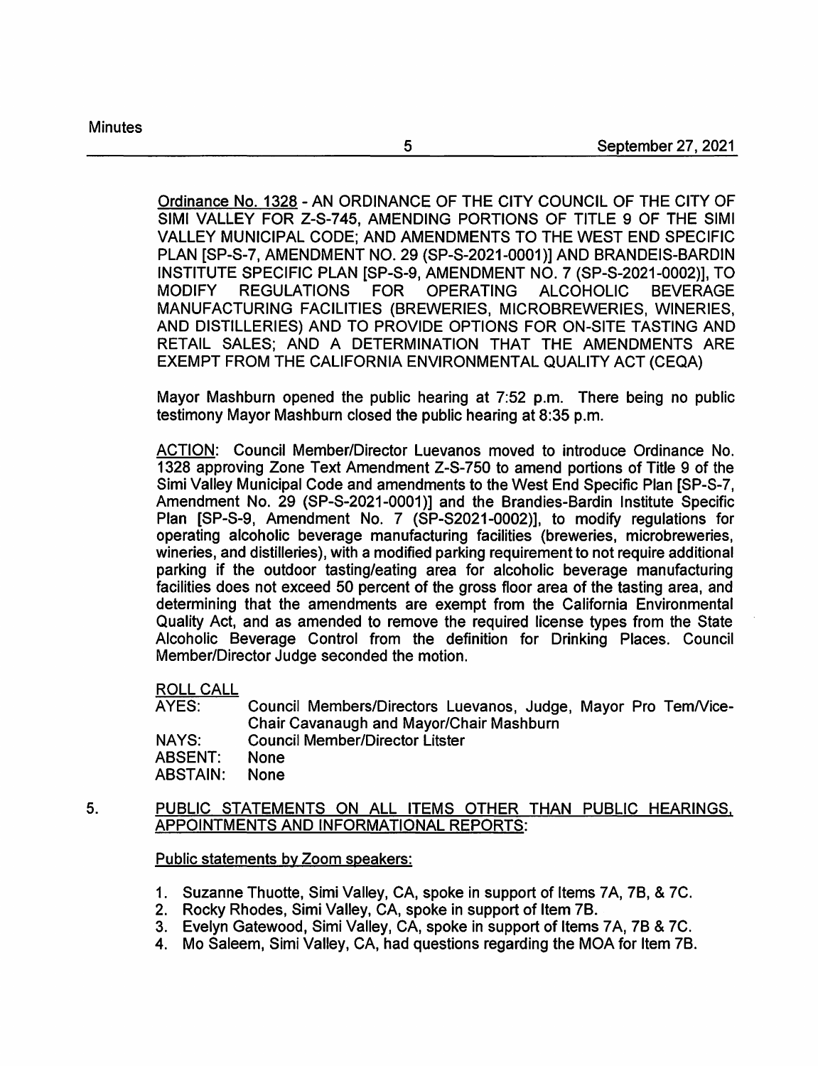Ordinance No. 1328 - AN ORDINANCE OF THE CITY COUNCIL OF THE CITY OF SIMI VALLEY FOR Z-S-745, AMENDING PORTIONS OF TITLE 9 OF THE SIMI VALLEY MUNICIPAL CODE; AND AMENDMENTS TO THE WEST END SPECIFIC PLAN [SP-S-7, AMENDMENT NO. 29 (SP-S-2021-0001)] AND BRANDEIS-BARDIN INSTITUTE SPECIFIC PLAN [SP-S-9, AMENDMENT NO. 7 (SP-S-2021-0002)], TO MODIFY REGULATIONS FOR OPERATING ALCOHOLIC BEVERAGE MANUFACTURING FACILITIES (BREWERIES, MICROBREWERIES, WINERIES, AND DISTILLERIES) AND TO PROVIDE OPTIONS FOR ON-SITE TASTING AND RETAIL SALES; AND A DETERMINATION THAT THE AMENDMENTS ARE EXEMPT FROM THE CALIFORNIA ENVIRONMENTAL QUALITY ACT (CEQA)

Mayor Mashburn opened the public hearing at 7:52 p.m. There being no public testimony Mayor Mashburn closed the public hearing at 8:35 p.m.

ACTION: Council Member/Director Luevanos moved to introduce Ordinance No. 1328 approving Zone Text Amendment Z-S-750 to amend portions of Title 9 of the Simi Valley Municipal Code and amendments to the West End Specific Plan [SP-S-7, Amendment No. 29 (SP-S-2021-0001)] and the Brandies-Bardin Institute Specific Plan [SP-S-9, Amendment No. 7 (SP-S2021-0002)], to modify regulations for operating alcoholic beverage manufacturing facilities (breweries, microbreweries, wineries, and distilleries), with a modified parking requirement to not require additional parking if the outdoor tasting/eating area for alcoholic beverage manufacturing facilities does not exceed 50 percent of the gross floor area of the tasting area, and determining that the amendments are exempt from the California Environmental Quality Act, and as amended to remove the required license types from the State Alcoholic Beverage Control from the definition for Drinking Places. Council Member/Director Judge seconded the motion.

ROLL CALL

AYES: Council Members/Directors Luevanos, Judge, Mayor Pro Tem/Vice-Chair Cavanaugh and Mayor/Chair Mashburn
NAYS: Council Member/Director Litster
ABSENT: None
ABSTAIN: None

5. PUBLIC STATEMENTS ON ALL ITEMS OTHER THAN PUBLIC HEARINGS, APPOINTMENTS AND INFORMATIONAL REPORTS:

Public statements by Zoom speakers:

1. Suzanne Thuotte, Simi Valley, CA, spoke in support of Items 7A, 7B, & 7C.
2. Rocky Rhodes, Simi Valley, CA, spoke in support of Item 7B.
3. Evelyn Gatewood, Simi Valley, CA, spoke in support of Items 7A, 7B & 7C.
4. Mo Saleem, Simi Valley, CA, had questions regarding the MOA for Item 7B.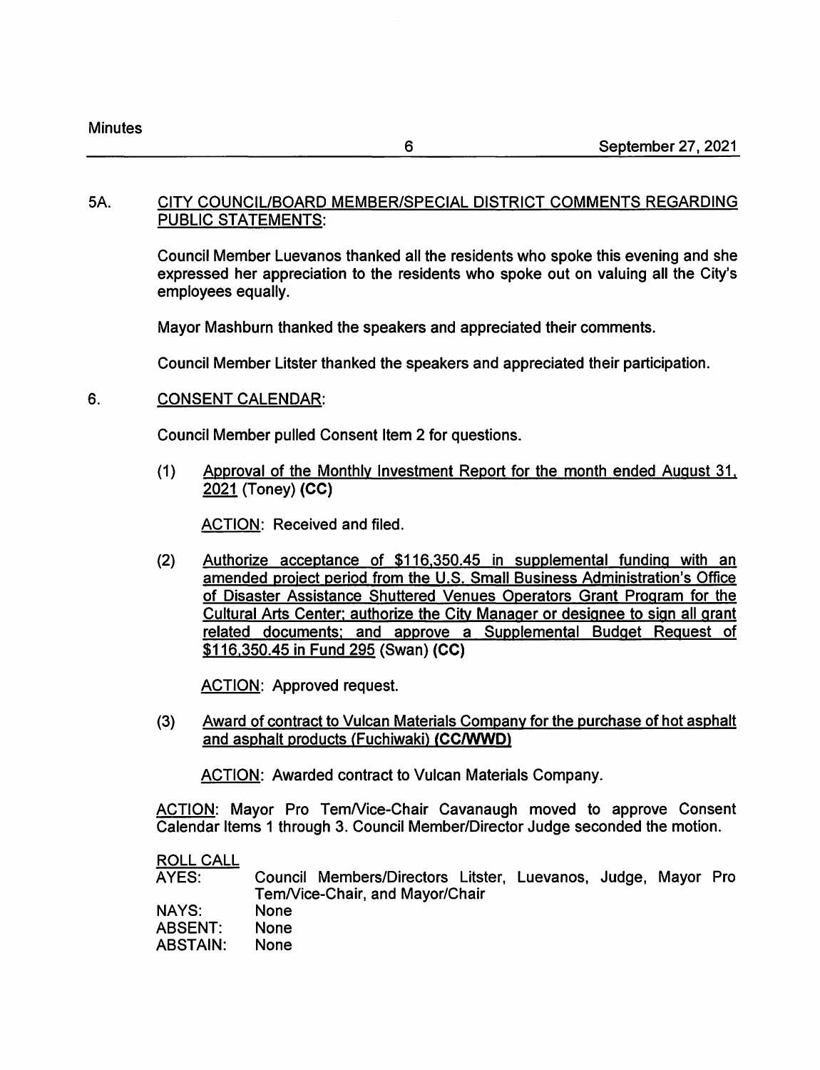5A. CITY COUNCIL/BOARD MEMBER/SPECIAL DISTRICT COMMENTS REGARDING PUBLIC STATEMENTS:

Council Member Luevanos thanked all the residents who spoke this evening and she expressed her appreciation to the residents who spoke out on valuing all the City's employees equally.

Mayor Mashburn thanked the speakers and appreciated their comments.

Council Member Litster thanked the speakers and appreciated their participation.

6. CONSENT CALENDAR:

Council Member pulled Consent Item 2 for questions.

(1) Approval of the Monthly Investment Report for the month ended August 31, 2021 (Toney) **(CC)**

ACTION: Received and filed.

(2) Authorize acceptance of $116,350.45 in supplemental funding with an amended project period from the U.S. Small Business Administration's Office of Disaster Assistance Shuttered Venues Operators Grant Program for the Cultural Arts Center; authorize the City Manager or designee to sign all grant related documents; and approve a Supplemental Budget Request of $116,350.45 in Fund 295 (Swan) **(CC)**

ACTION: Approved request.

(3) Award of contract to Vulcan Materials Company for the purchase of hot asphalt and asphalt products (Fuchiwaki) **(CC/WWD)**

ACTION: Awarded contract to Vulcan Materials Company.

ACTION: Mayor Pro Tem/Vice-Chair Cavanaugh moved to approve Consent Calendar Items 1 through 3. Council Member/Director Judge seconded the motion.

ROLL CALL

AYES: Council Members/Directors Litster, Luevanos, Judge, Mayor Pro Tem/Vice-Chair, and Mayor/Chair

NAYS: None

ABSENT: None

ABSTAIN: None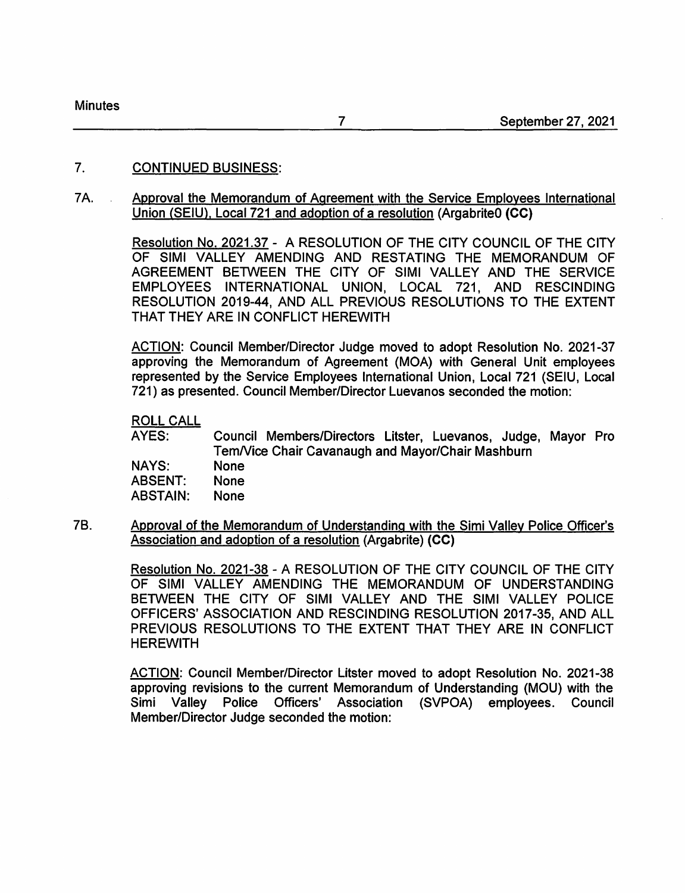## 7. CONTINUED BUSINESS:

### 7A. Approval the Memorandum of Agreement with the Service Employees International Union (SEIU), Local 721 and adoption of a resolution (Argabrite0 **(CC)**

Resolution No. 2021.37 - A RESOLUTION OF THE CITY COUNCIL OF THE CITY OF SIMI VALLEY AMENDING AND RESTATING THE MEMORANDUM OF AGREEMENT BETWEEN THE CITY OF SIMI VALLEY AND THE SERVICE EMPLOYEES INTERNATIONAL UNION, LOCAL 721, AND RESCINDING RESOLUTION 2019-44, AND ALL PREVIOUS RESOLUTIONS TO THE EXTENT THAT THEY ARE IN CONFLICT HEREWITH

ACTION: Council Member/Director Judge moved to adopt Resolution No. 2021-37 approving the Memorandum of Agreement (MOA) with General Unit employees represented by the Service Employees International Union, Local 721 (SEIU, Local 721) as presented. Council Member/Director Luevanos seconded the motion:

ROLL CALL

| | |
|---|---|
| AYES: | Council Members/Directors Litster, Luevanos, Judge, Mayor Pro Tem/Vice Chair Cavanaugh and Mayor/Chair Mashburn |
| NAYS: | None |
| ABSENT: | None |
| ABSTAIN: | None |

### 7B. Approval of the Memorandum of Understanding with the Simi Valley Police Officer's Association and adoption of a resolution (Argabrite) **(CC)**

Resolution No. 2021-38 - A RESOLUTION OF THE CITY COUNCIL OF THE CITY OF SIMI VALLEY AMENDING THE MEMORANDUM OF UNDERSTANDING BETWEEN THE CITY OF SIMI VALLEY AND THE SIMI VALLEY POLICE OFFICERS' ASSOCIATION AND RESCINDING RESOLUTION 2017-35, AND ALL PREVIOUS RESOLUTIONS TO THE EXTENT THAT THEY ARE IN CONFLICT HEREWITH

ACTION: Council Member/Director Litster moved to adopt Resolution No. 2021-38 approving revisions to the current Memorandum of Understanding (MOU) with the Simi Valley Police Officers' Association (SVPOA) employees. Council Member/Director Judge seconded the motion: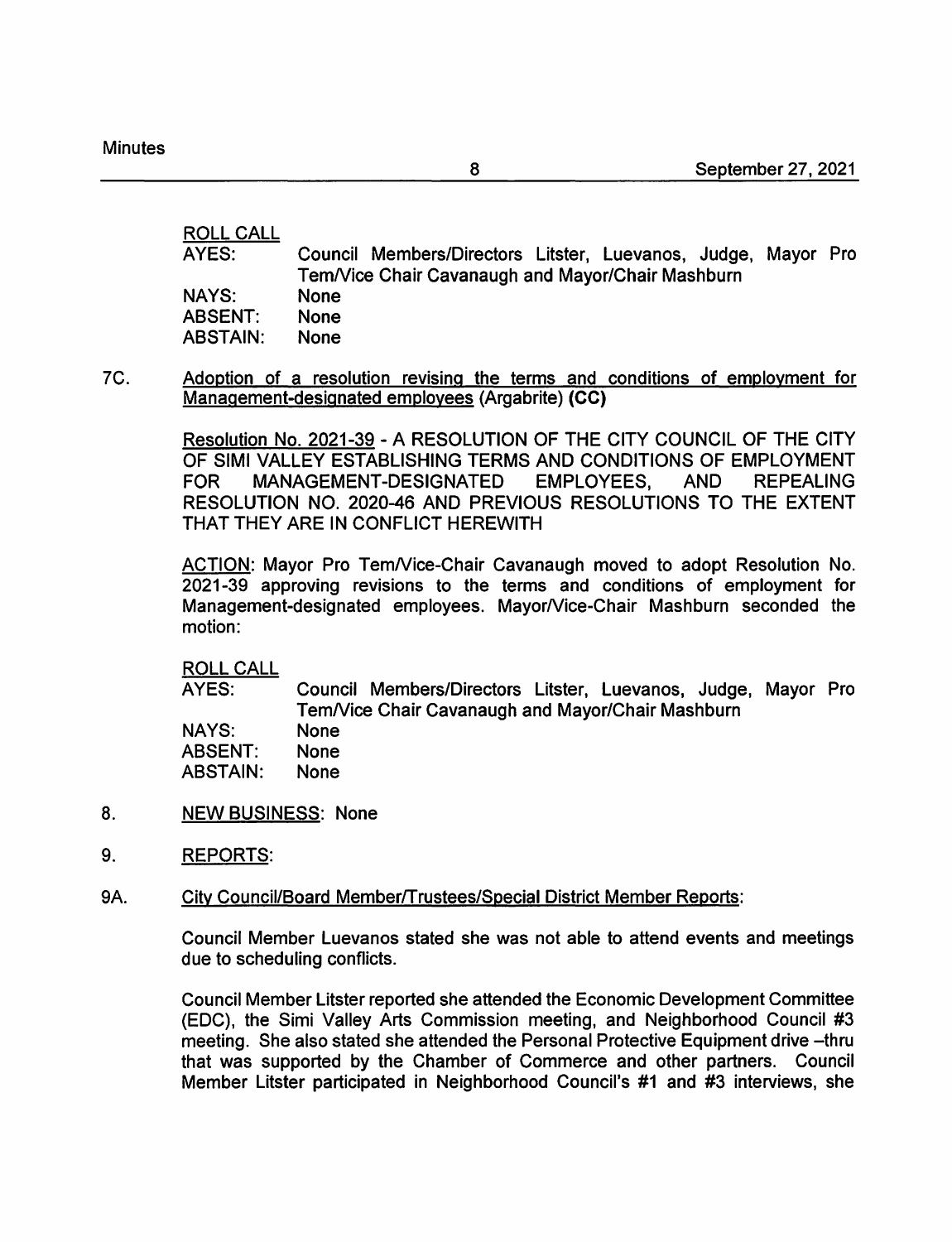ROLL CALL

| | |
|---|---|
| AYES: | Council Members/Directors Litster, Luevanos, Judge, Mayor Pro Tem/Vice Chair Cavanaugh and Mayor/Chair Mashburn |
| NAYS: | None |
| ABSENT: | None |
| ABSTAIN: | None |

7C. <u>Adoption of a resolution revising the terms and conditions of employment for Management-designated employees</u> (Argabrite) **(CC)**

<u>Resolution No. 2021-39</u> - A RESOLUTION OF THE CITY COUNCIL OF THE CITY OF SIMI VALLEY ESTABLISHING TERMS AND CONDITIONS OF EMPLOYMENT FOR MANAGEMENT-DESIGNATED EMPLOYEES, AND REPEALING RESOLUTION NO. 2020-46 AND PREVIOUS RESOLUTIONS TO THE EXTENT THAT THEY ARE IN CONFLICT HEREWITH

<u>ACTION</u>: Mayor Pro Tem/Vice-Chair Cavanaugh moved to adopt Resolution No. 2021-39 approving revisions to the terms and conditions of employment for Management-designated employees. Mayor/Vice-Chair Mashburn seconded the motion:

ROLL CALL

| | |
|---|---|
| AYES: | Council Members/Directors Litster, Luevanos, Judge, Mayor Pro Tem/Vice Chair Cavanaugh and Mayor/Chair Mashburn |
| NAYS: | None |
| ABSENT: | None |
| ABSTAIN: | None |

8. <u>NEW BUSINESS</u>: None

9. <u>REPORTS</u>:

9A. <u>City Council/Board Member/Trustees/Special District Member Reports</u>:

Council Member Luevanos stated she was not able to attend events and meetings due to scheduling conflicts.

Council Member Litster reported she attended the Economic Development Committee (EDC), the Simi Valley Arts Commission meeting, and Neighborhood Council #3 meeting. She also stated she attended the Personal Protective Equipment drive –thru that was supported by the Chamber of Commerce and other partners. Council Member Litster participated in Neighborhood Council's #1 and #3 interviews, she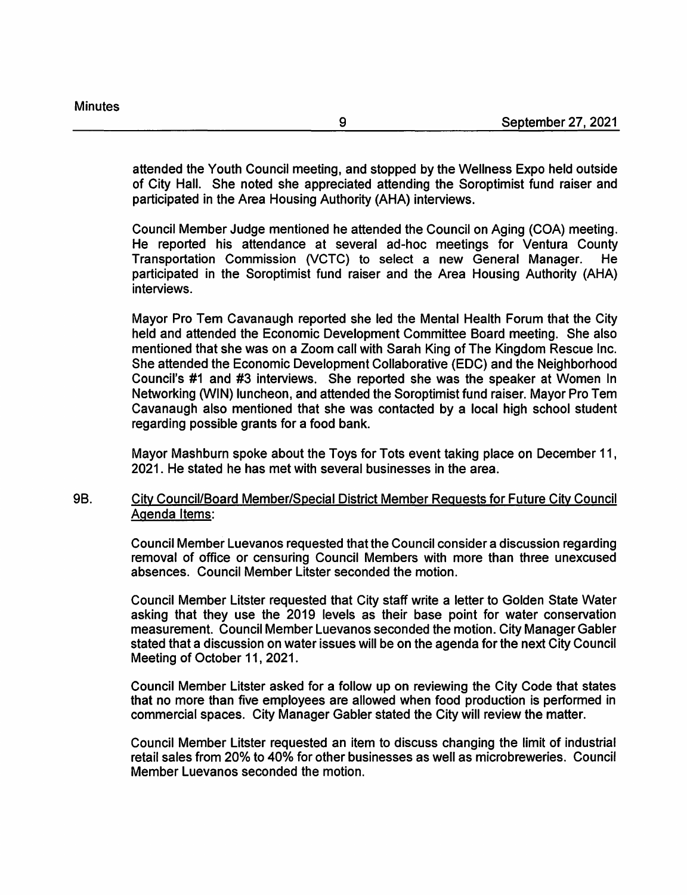attended the Youth Council meeting, and stopped by the Wellness Expo held outside of City Hall. She noted she appreciated attending the Soroptimist fund raiser and participated in the Area Housing Authority (AHA) interviews.

Council Member Judge mentioned he attended the Council on Aging (COA) meeting. He reported his attendance at several ad-hoc meetings for Ventura County Transportation Commission (VCTC) to select a new General Manager. He participated in the Soroptimist fund raiser and the Area Housing Authority (AHA) interviews.

Mayor Pro Tem Cavanaugh reported she led the Mental Health Forum that the City held and attended the Economic Development Committee Board meeting. She also mentioned that she was on a Zoom call with Sarah King of The Kingdom Rescue Inc. She attended the Economic Development Collaborative (EDC) and the Neighborhood Council's #1 and #3 interviews. She reported she was the speaker at Women In Networking (WIN) luncheon, and attended the Soroptimist fund raiser. Mayor Pro Tem Cavanaugh also mentioned that she was contacted by a local high school student regarding possible grants for a food bank.

Mayor Mashburn spoke about the Toys for Tots event taking place on December 11, 2021. He stated he has met with several businesses in the area.

9B. <u>City Council/Board Member/Special District Member Requests for Future City Council Agenda Items</u>:

Council Member Luevanos requested that the Council consider a discussion regarding removal of office or censuring Council Members with more than three unexcused absences. Council Member Litster seconded the motion.

Council Member Litster requested that City staff write a letter to Golden State Water asking that they use the 2019 levels as their base point for water conservation measurement. Council Member Luevanos seconded the motion. City Manager Gabler stated that a discussion on water issues will be on the agenda for the next City Council Meeting of October 11, 2021.

Council Member Litster asked for a follow up on reviewing the City Code that states that no more than five employees are allowed when food production is performed in commercial spaces. City Manager Gabler stated the City will review the matter.

Council Member Litster requested an item to discuss changing the limit of industrial retail sales from 20% to 40% for other businesses as well as microbreweries. Council Member Luevanos seconded the motion.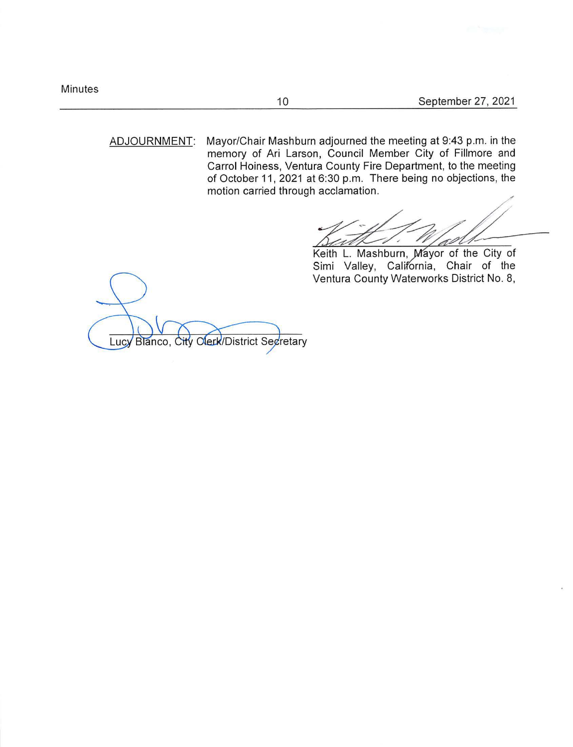ADJOURNMENT: Mayor/Chair Mashburn adjourned the meeting at 9:43 p.m. in the memory of Ari Larson, Council Member City of Fillmore and Carrol Hoiness, Ventura County Fire Department, to the meeting of October 11, 2021 at 6:30 p.m. There being no objections, the motion carried through acclamation.

Keith L. Mashburn, Mayor of the City of Simi Valley, California, Chair of the Ventura County Waterworks District No. 8,

Lucy Blanco, City Clerk/District Secretary